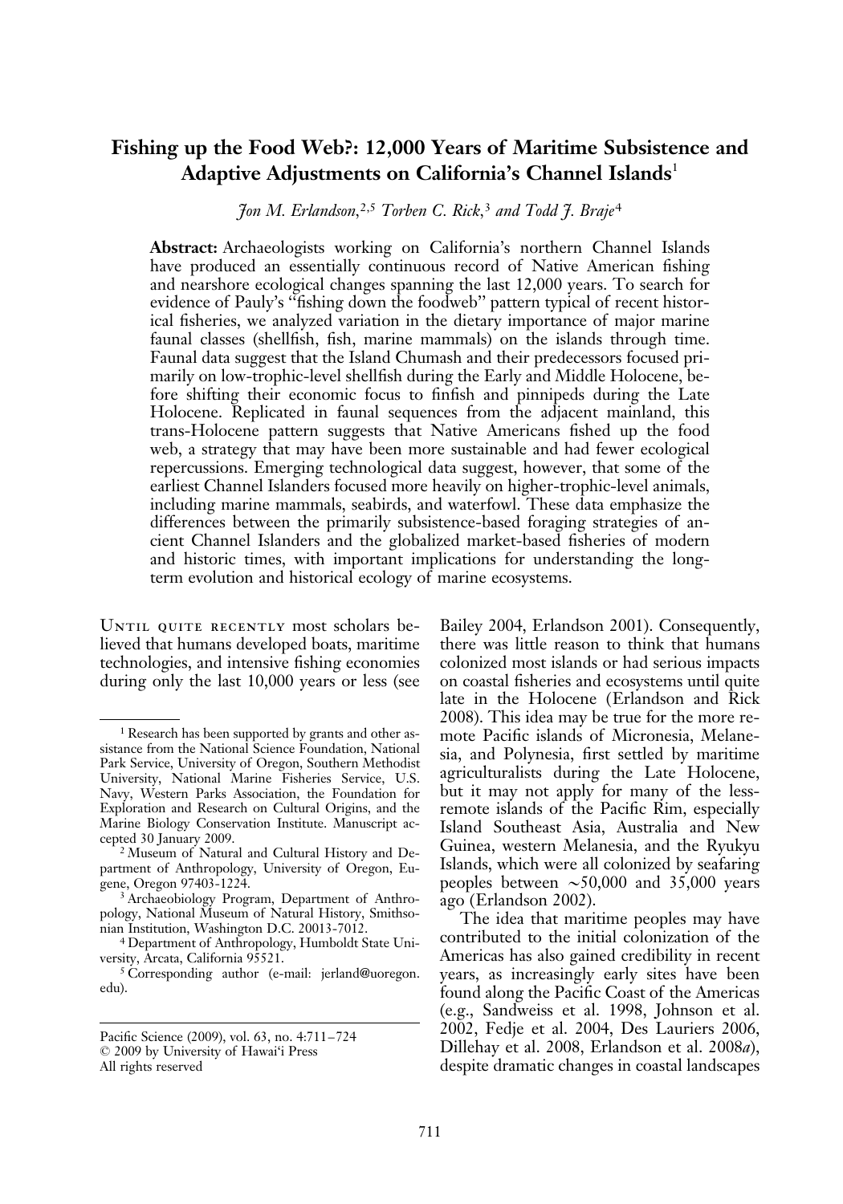# Fishing up the Food Web?: 12,000 Years of Maritime Subsistence and Adaptive Adjustments on California's Channel Islands[1]

*Jon M. Erlandson*,[2,5] *Torben C. Rick*,[3] *and Todd J. Braje*[4]

**Abstract:** Archaeologists working on California's northern Channel Islands have produced an essentially continuous record of Native American fishing and nearshore ecological changes spanning the last 12,000 years. To search for evidence of Pauly's "fishing down the foodweb" pattern typical of recent historical fisheries, we analyzed variation in the dietary importance of major marine faunal classes (shellfish, fish, marine mammals) on the islands through time. Faunal data suggest that the Island Chumash and their predecessors focused primarily on low-trophic-level shellfish during the Early and Middle Holocene, before shifting their economic focus to finfish and pinnipeds during the Late Holocene. Replicated in faunal sequences from the adjacent mainland, this trans-Holocene pattern suggests that Native Americans fished up the food web, a strategy that may have been more sustainable and had fewer ecological repercussions. Emerging technological data suggest, however, that some of the earliest Channel Islanders focused more heavily on higher-trophic-level animals, including marine mammals, seabirds, and waterfowl. These data emphasize the differences between the primarily subsistence-based foraging strategies of ancient Channel Islanders and the globalized market-based fisheries of modern and historic times, with important implications for understanding the long-term evolution and historical ecology of marine ecosystems.

Until quite recently most scholars believed that humans developed boats, maritime technologies, and intensive fishing economies during only the last 10,000 years or less (see Bailey 2004, Erlandson 2001). Consequently, there was little reason to think that humans colonized most islands or had serious impacts on coastal fisheries and ecosystems until quite late in the Holocene (Erlandson and Rick 2008). This idea may be true for the more remote Pacific islands of Micronesia, Melanesia, and Polynesia, first settled by maritime agriculturalists during the Late Holocene, but it may not apply for many of the less-remote islands of the Pacific Rim, especially Island Southeast Asia, Australia and New Guinea, western Melanesia, and the Ryukyu Islands, which were all colonized by seafaring peoples between ∼50,000 and 35,000 years ago (Erlandson 2002).

The idea that maritime peoples may have contributed to the initial colonization of the Americas has also gained credibility in recent years, as increasingly early sites have been found along the Pacific Coast of the Americas (e.g., Sandweiss et al. 1998, Johnson et al. 2002, Fedje et al. 2004, Des Lauriers 2006, Dillehay et al. 2008, Erlandson et al. 2008*a*), despite dramatic changes in coastal landscapes

---

[1] Research has been supported by grants and other assistance from the National Science Foundation, National Park Service, University of Oregon, Southern Methodist University, National Marine Fisheries Service, U.S. Navy, Western Parks Association, the Foundation for Exploration and Research on Cultural Origins, and the Marine Biology Conservation Institute. Manuscript accepted 30 January 2009.

[2] Museum of Natural and Cultural History and Department of Anthropology, University of Oregon, Eugene, Oregon 97403-1224.

[3] Archaeobiology Program, Department of Anthropology, National Museum of Natural History, Smithsonian Institution, Washington D.C. 20013-7012.

[4] Department of Anthropology, Humboldt State University, Arcata, California 95521.

[5] Corresponding author (e-mail: jerland@uoregon.edu).

Pacific Science (2009), vol. 63, no. 4:711–724
© 2009 by University of Hawai'i Press
All rights reserved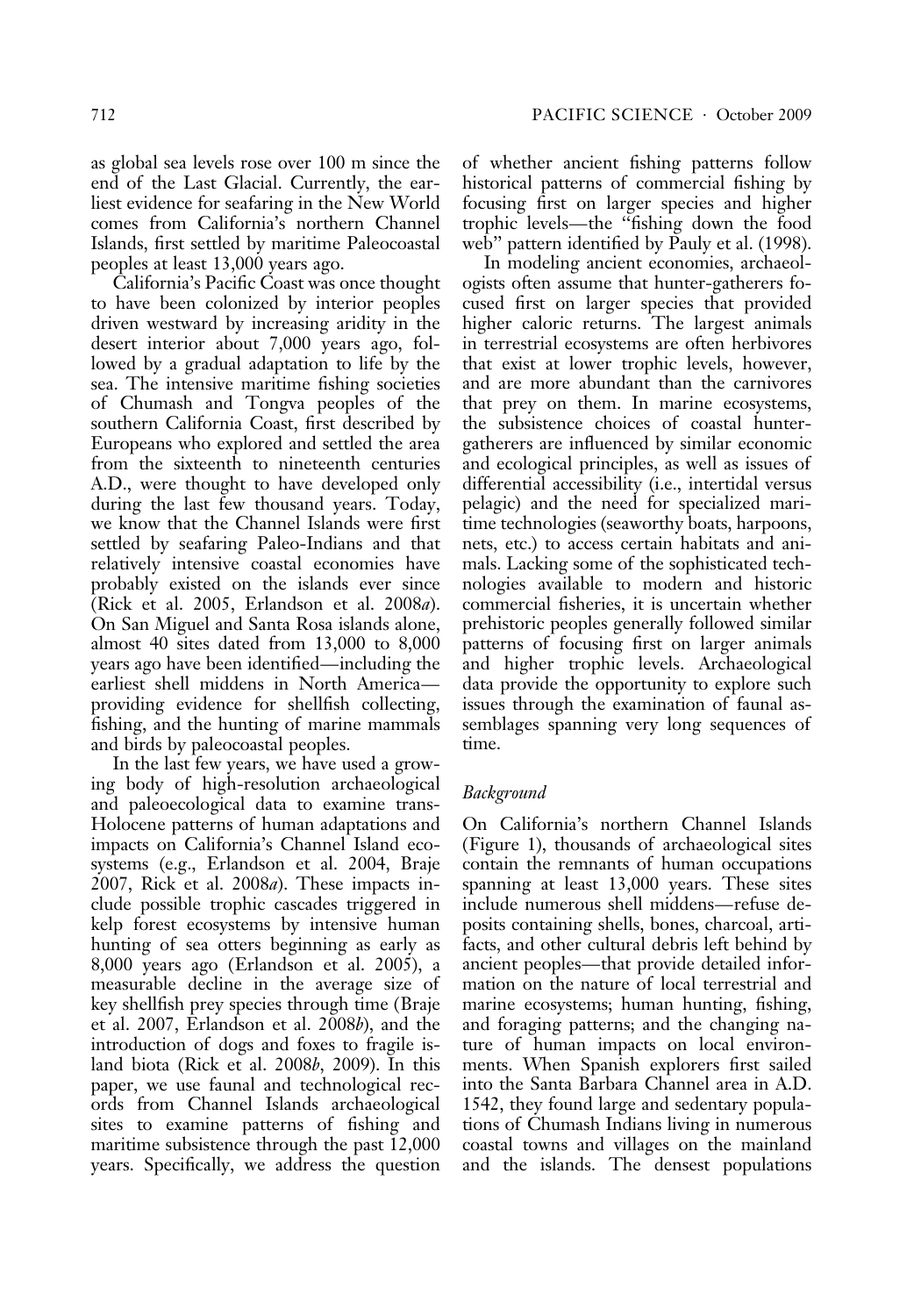as global sea levels rose over 100 m since the end of the Last Glacial. Currently, the earliest evidence for seafaring in the New World comes from California's northern Channel Islands, first settled by maritime Paleocoastal peoples at least 13,000 years ago.

California's Pacific Coast was once thought to have been colonized by interior peoples driven westward by increasing aridity in the desert interior about 7,000 years ago, followed by a gradual adaptation to life by the sea. The intensive maritime fishing societies of Chumash and Tongva peoples of the southern California Coast, first described by Europeans who explored and settled the area from the sixteenth to nineteenth centuries A.D., were thought to have developed only during the last few thousand years. Today, we know that the Channel Islands were first settled by seafaring Paleo-Indians and that relatively intensive coastal economies have probably existed on the islands ever since (Rick et al. 2005, Erlandson et al. 2008*a*). On San Miguel and Santa Rosa islands alone, almost 40 sites dated from 13,000 to 8,000 years ago have been identified—including the earliest shell middens in North America—providing evidence for shellfish collecting, fishing, and the hunting of marine mammals and birds by paleocoastal peoples.

In the last few years, we have used a growing body of high-resolution archaeological and paleoecological data to examine trans-Holocene patterns of human adaptations and impacts on California's Channel Island ecosystems (e.g., Erlandson et al. 2004, Braje 2007, Rick et al. 2008*a*). These impacts include possible trophic cascades triggered in kelp forest ecosystems by intensive human hunting of sea otters beginning as early as 8,000 years ago (Erlandson et al. 2005), a measurable decline in the average size of key shellfish prey species through time (Braje et al. 2007, Erlandson et al. 2008*b*), and the introduction of dogs and foxes to fragile island biota (Rick et al. 2008*b*, 2009). In this paper, we use faunal and technological records from Channel Islands archaeological sites to examine patterns of fishing and maritime subsistence through the past 12,000 years. Specifically, we address the question of whether ancient fishing patterns follow historical patterns of commercial fishing by focusing first on larger species and higher trophic levels—the "fishing down the food web" pattern identified by Pauly et al. (1998).

In modeling ancient economies, archaeologists often assume that hunter-gatherers focused first on larger species that provided higher caloric returns. The largest animals in terrestrial ecosystems are often herbivores that exist at lower trophic levels, however, and are more abundant than the carnivores that prey on them. In marine ecosystems, the subsistence choices of coastal hunter-gatherers are influenced by similar economic and ecological principles, as well as issues of differential accessibility (i.e., intertidal versus pelagic) and the need for specialized maritime technologies (seaworthy boats, harpoons, nets, etc.) to access certain habitats and animals. Lacking some of the sophisticated technologies available to modern and historic commercial fisheries, it is uncertain whether prehistoric peoples generally followed similar patterns of focusing first on larger animals and higher trophic levels. Archaeological data provide the opportunity to explore such issues through the examination of faunal assemblages spanning very long sequences of time.

### *Background*

On California's northern Channel Islands (Figure 1), thousands of archaeological sites contain the remnants of human occupations spanning at least 13,000 years. These sites include numerous shell middens—refuse deposits containing shells, bones, charcoal, artifacts, and other cultural debris left behind by ancient peoples—that provide detailed information on the nature of local terrestrial and marine ecosystems; human hunting, fishing, and foraging patterns; and the changing nature of human impacts on local environments. When Spanish explorers first sailed into the Santa Barbara Channel area in A.D. 1542, they found large and sedentary populations of Chumash Indians living in numerous coastal towns and villages on the mainland and the islands. The densest populations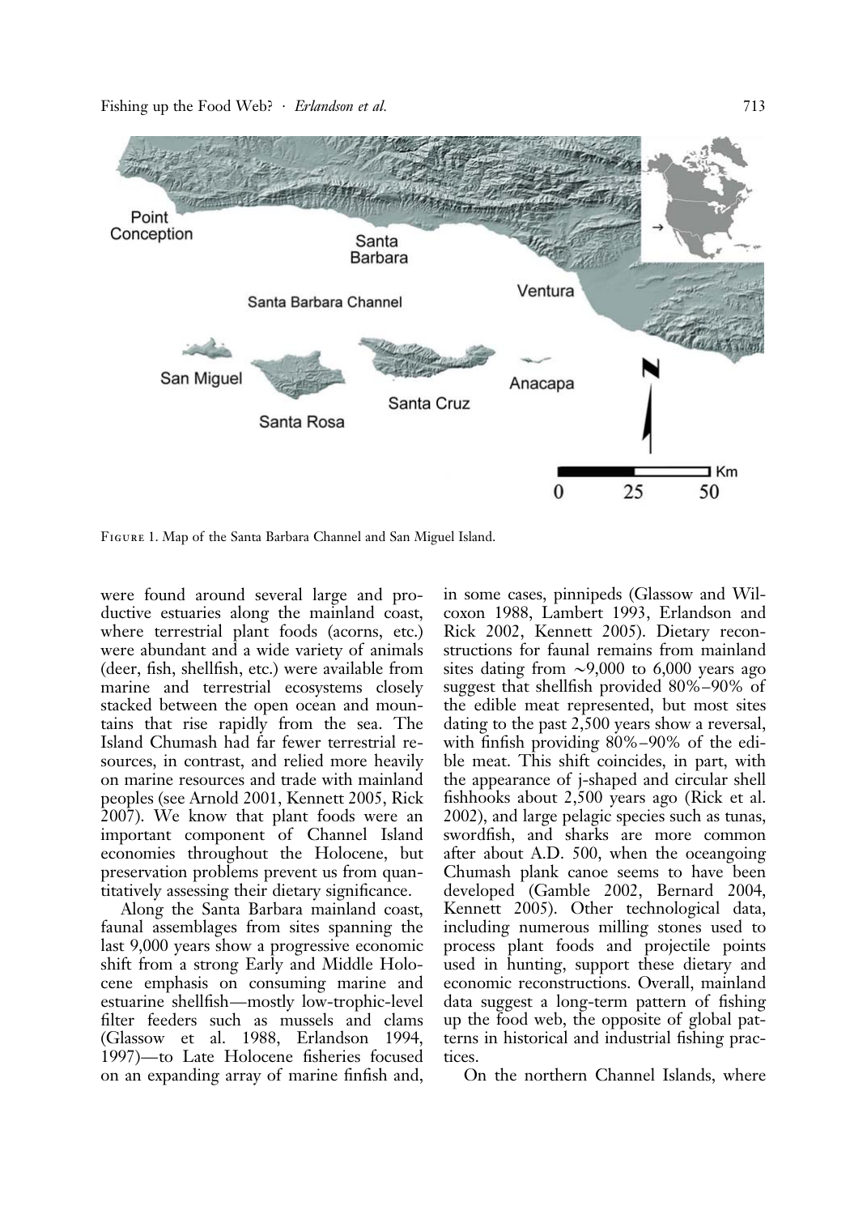Figure 1. Map of the Santa Barbara Channel and San Miguel Island.

were found around several large and productive estuaries along the mainland coast, where terrestrial plant foods (acorns, etc.) were abundant and a wide variety of animals (deer, fish, shellfish, etc.) were available from marine and terrestrial ecosystems closely stacked between the open ocean and mountains that rise rapidly from the sea. The Island Chumash had far fewer terrestrial resources, in contrast, and relied more heavily on marine resources and trade with mainland peoples (see Arnold 2001, Kennett 2005, Rick 2007). We know that plant foods were an important component of Channel Island economies throughout the Holocene, but preservation problems prevent us from quantitatively assessing their dietary significance.

Along the Santa Barbara mainland coast, faunal assemblages from sites spanning the last 9,000 years show a progressive economic shift from a strong Early and Middle Holocene emphasis on consuming marine and estuarine shellfish—mostly low-trophic-level filter feeders such as mussels and clams (Glassow et al. 1988, Erlandson 1994, 1997)—to Late Holocene fisheries focused on an expanding array of marine finfish and, in some cases, pinnipeds (Glassow and Wilcoxon 1988, Lambert 1993, Erlandson and Rick 2002, Kennett 2005). Dietary reconstructions for faunal remains from mainland sites dating from ~9,000 to 6,000 years ago suggest that shellfish provided 80%–90% of the edible meat represented, but most sites dating to the past 2,500 years show a reversal, with finfish providing 80%–90% of the edible meat. This shift coincides, in part, with the appearance of j-shaped and circular shell fishhooks about 2,500 years ago (Rick et al. 2002), and large pelagic species such as tunas, swordfish, and sharks are more common after about A.D. 500, when the oceangoing Chumash plank canoe seems to have been developed (Gamble 2002, Bernard 2004, Kennett 2005). Other technological data, including numerous milling stones used to process plant foods and projectile points used in hunting, support these dietary and economic reconstructions. Overall, mainland data suggest a long-term pattern of fishing up the food web, the opposite of global patterns in historical and industrial fishing practices.

On the northern Channel Islands, where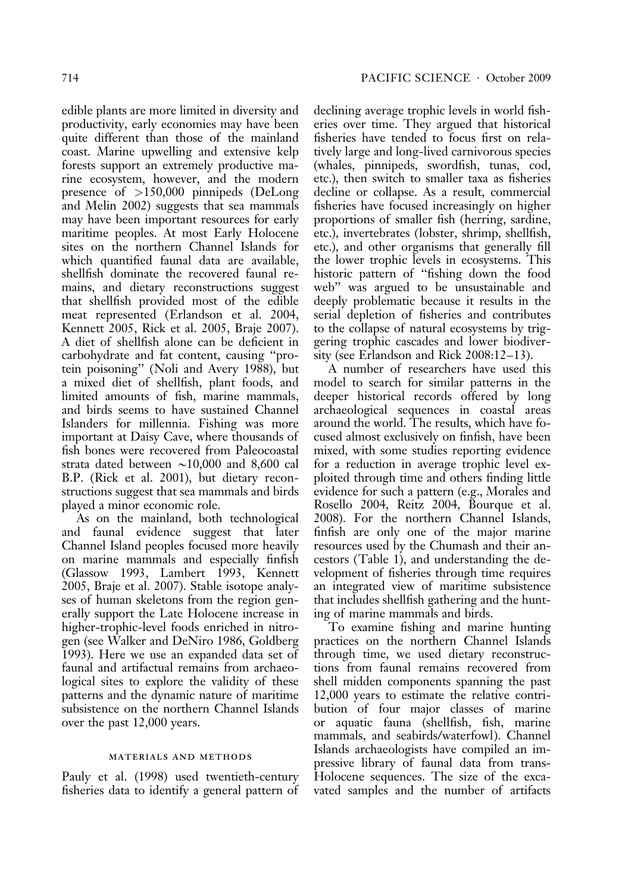edible plants are more limited in diversity and productivity, early economies may have been quite different than those of the mainland coast. Marine upwelling and extensive kelp forests support an extremely productive marine ecosystem, however, and the modern presence of >150,000 pinnipeds (DeLong and Melin 2002) suggests that sea mammals may have been important resources for early maritime peoples. At most Early Holocene sites on the northern Channel Islands for which quantified faunal data are available, shellfish dominate the recovered faunal remains, and dietary reconstructions suggest that shellfish provided most of the edible meat represented (Erlandson et al. 2004, Kennett 2005, Rick et al. 2005, Braje 2007). A diet of shellfish alone can be deficient in carbohydrate and fat content, causing "protein poisoning" (Noli and Avery 1988), but a mixed diet of shellfish, plant foods, and limited amounts of fish, marine mammals, and birds seems to have sustained Channel Islanders for millennia. Fishing was more important at Daisy Cave, where thousands of fish bones were recovered from Paleocoastal strata dated between ~10,000 and 8,600 cal B.P. (Rick et al. 2001), but dietary reconstructions suggest that sea mammals and birds played a minor economic role.

As on the mainland, both technological and faunal evidence suggest that later Channel Island peoples focused more heavily on marine mammals and especially finfish (Glassow 1993, Lambert 1993, Kennett 2005, Braje et al. 2007). Stable isotope analyses of human skeletons from the region generally support the Late Holocene increase in higher-trophic-level foods enriched in nitrogen (see Walker and DeNiro 1986, Goldberg 1993). Here we use an expanded data set of faunal and artifactual remains from archaeological sites to explore the validity of these patterns and the dynamic nature of maritime subsistence on the northern Channel Islands over the past 12,000 years.

## MATERIALS AND METHODS

Pauly et al. (1998) used twentieth-century fisheries data to identify a general pattern of declining average trophic levels in world fisheries over time. They argued that historical fisheries have tended to focus first on relatively large and long-lived carnivorous species (whales, pinnipeds, swordfish, tunas, cod, etc.), then switch to smaller taxa as fisheries decline or collapse. As a result, commercial fisheries have focused increasingly on higher proportions of smaller fish (herring, sardine, etc.), invertebrates (lobster, shrimp, shellfish, etc.), and other organisms that generally fill the lower trophic levels in ecosystems. This historic pattern of "fishing down the food web" was argued to be unsustainable and deeply problematic because it results in the serial depletion of fisheries and contributes to the collapse of natural ecosystems by triggering trophic cascades and lower biodiversity (see Erlandson and Rick 2008:12–13).

A number of researchers have used this model to search for similar patterns in the deeper historical records offered by long archaeological sequences in coastal areas around the world. The results, which have focused almost exclusively on finfish, have been mixed, with some studies reporting evidence for a reduction in average trophic level exploited through time and others finding little evidence for such a pattern (e.g., Morales and Rosello 2004, Reitz 2004, Bourque et al. 2008). For the northern Channel Islands, finfish are only one of the major marine resources used by the Chumash and their ancestors (Table 1), and understanding the development of fisheries through time requires an integrated view of maritime subsistence that includes shellfish gathering and the hunting of marine mammals and birds.

To examine fishing and marine hunting practices on the northern Channel Islands through time, we used dietary reconstructions from faunal remains recovered from shell midden components spanning the past 12,000 years to estimate the relative contribution of four major classes of marine or aquatic fauna (shellfish, fish, marine mammals, and seabirds/waterfowl). Channel Islands archaeologists have compiled an impressive library of faunal data from trans-Holocene sequences. The size of the excavated samples and the number of artifacts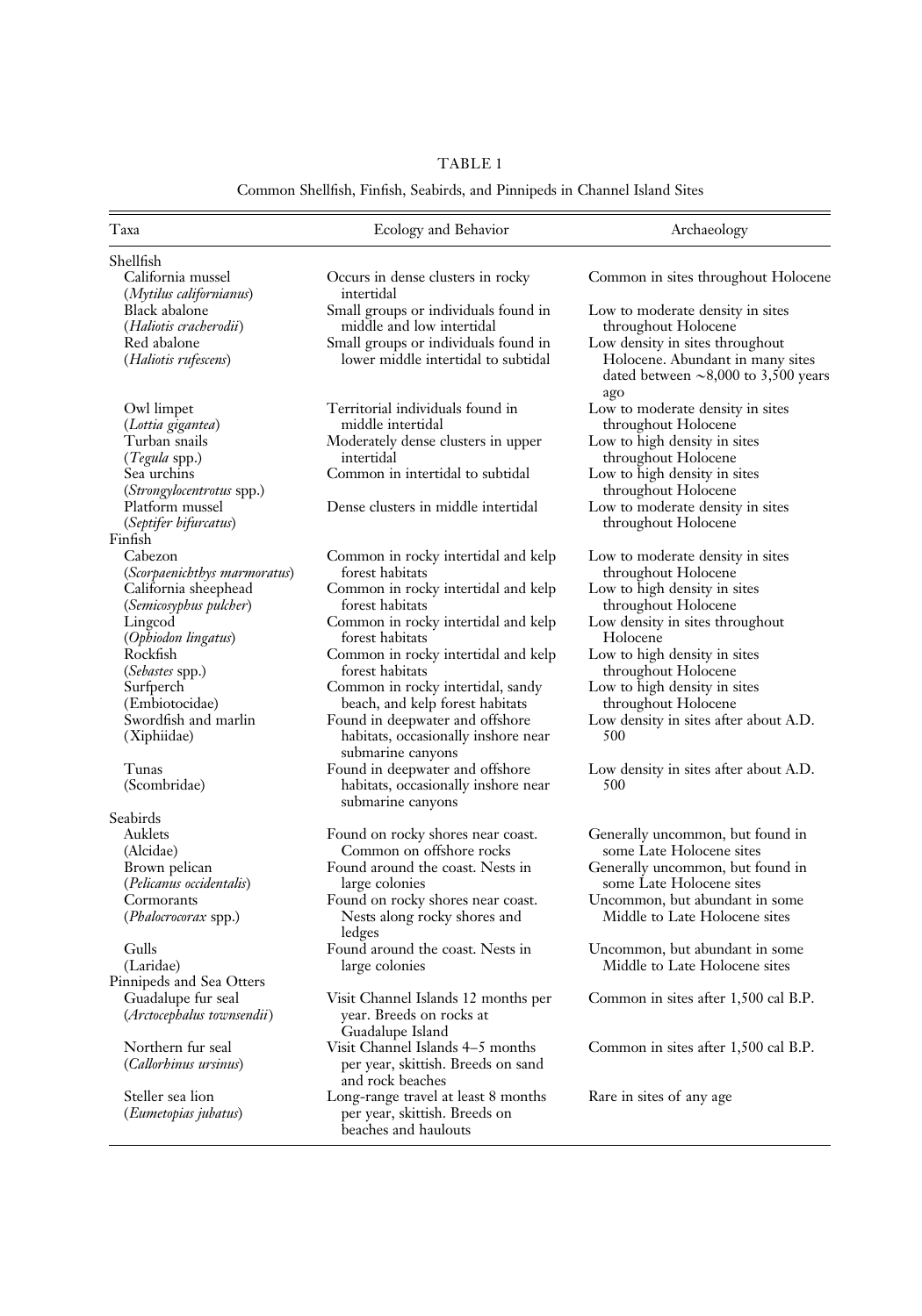TABLE 1

Common Shellfish, Finfish, Seabirds, and Pinnipeds in Channel Island Sites

| Taxa | Ecology and Behavior | Archaeology |
|---|---|---|
| **Shellfish** | | |
| California mussel (*Mytilus californianus*) | Occurs in dense clusters in rocky intertidal | Common in sites throughout Holocene |
| Black abalone (*Haliotis cracherodii*) | Small groups or individuals found in middle and low intertidal | Low to moderate density in sites throughout Holocene |
| Red abalone (*Haliotis rufescens*) | Small groups or individuals found in lower middle intertidal to subtidal | Low density in sites throughout Holocene. Abundant in many sites dated between ~8,000 to 3,500 years ago |
| Owl limpet (*Lottia gigantea*) | Territorial individuals found in middle intertidal | Low to moderate density in sites throughout Holocene |
| Turban snails (*Tegula* spp.) | Moderately dense clusters in upper intertidal | Low to high density in sites throughout Holocene |
| Sea urchins (*Strongylocentrotus* spp.) | Common in intertidal to subtidal | Low to high density in sites throughout Holocene |
| Platform mussel (*Septifer bifurcatus*) | Dense clusters in middle intertidal | Low to moderate density in sites throughout Holocene |
| **Finfish** | | |
| Cabezon (*Scorpaenichthys marmoratus*) | Common in rocky intertidal and kelp forest habitats | Low to moderate density in sites throughout Holocene |
| California sheephead (*Semicosyphus pulcher*) | Common in rocky intertidal and kelp forest habitats | Low to high density in sites throughout Holocene |
| Lingcod (*Ophiodon lingatus*) | Common in rocky intertidal and kelp forest habitats | Low density in sites throughout Holocene |
| Rockfish (*Sebastes* spp.) | Common in rocky intertidal and kelp forest habitats | Low to high density in sites throughout Holocene |
| Surfperch (Embiotocidae) | Common in rocky intertidal, sandy beach, and kelp forest habitats | Low to high density in sites throughout Holocene |
| Swordfish and marlin (Xiphiidae) | Found in deepwater and offshore habitats, occasionally inshore near submarine canyons | Low density in sites after about A.D. 500 |
| Tunas (Scombridae) | Found in deepwater and offshore habitats, occasionally inshore near submarine canyons | Low density in sites after about A.D. 500 |
| **Seabirds** | | |
| Auklets (Alcidae) | Found on rocky shores near coast. Common on offshore rocks | Generally uncommon, but found in some Late Holocene sites |
| Brown pelican (*Pelicanus occidentalis*) | Found around the coast. Nests in large colonies | Generally uncommon, but found in some Late Holocene sites |
| Cormorants (*Phalocrocorax* spp.) | Found on rocky shores near coast. Nests along rocky shores and ledges | Uncommon, but abundant in some Middle to Late Holocene sites |
| Gulls (Laridae) | Found around the coast. Nests in large colonies | Uncommon, but abundant in some Middle to Late Holocene sites |
| **Pinnipeds and Sea Otters** | | |
| Guadalupe fur seal (*Arctocephalus townsendii*) | Visit Channel Islands 12 months per year. Breeds on rocks at Guadalupe Island | Common in sites after 1,500 cal B.P. |
| Northern fur seal (*Callorhinus ursinus*) | Visit Channel Islands 4–5 months per year, skittish. Breeds on sand and rock beaches | Common in sites after 1,500 cal B.P. |
| Steller sea lion (*Eumetopias jubatus*) | Long-range travel at least 8 months per year, skittish. Breeds on beaches and haulouts | Rare in sites of any age |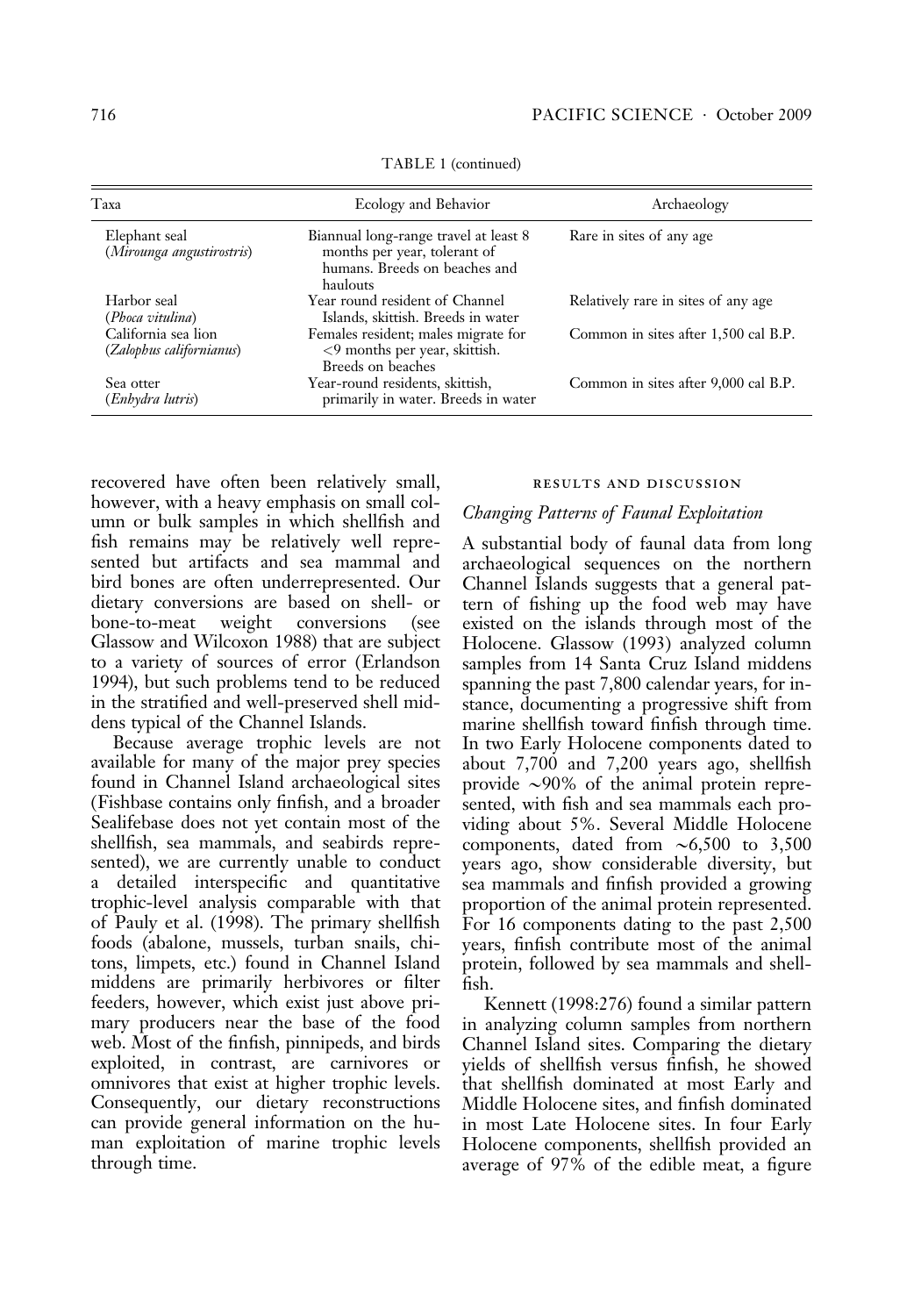TABLE 1 (continued)

| Taxa | Ecology and Behavior | Archaeology |
|---|---|---|
| Elephant seal (*Mirounga angustirostris*) | Biannual long-range travel at least 8 months per year, tolerant of humans. Breeds on beaches and haulouts | Rare in sites of any age |
| Harbor seal (*Phoca vitulina*) | Year round resident of Channel Islands, skittish. Breeds in water | Relatively rare in sites of any age |
| California sea lion (*Zalophus californianus*) | Females resident; males migrate for <9 months per year, skittish. Breeds on beaches | Common in sites after 1,500 cal B.P. |
| Sea otter (*Enhydra lutris*) | Year-round residents, skittish, primarily in water. Breeds in water | Common in sites after 9,000 cal B.P. |

recovered have often been relatively small, however, with a heavy emphasis on small column or bulk samples in which shellfish and fish remains may be relatively well represented but artifacts and sea mammal and bird bones are often underrepresented. Our dietary conversions are based on shell- or bone-to-meat weight conversions (see Glassow and Wilcoxon 1988) that are subject to a variety of sources of error (Erlandson 1994), but such problems tend to be reduced in the stratified and well-preserved shell middens typical of the Channel Islands.

Because average trophic levels are not available for many of the major prey species found in Channel Island archaeological sites (Fishbase contains only finfish, and a broader Sealifebase does not yet contain most of the shellfish, sea mammals, and seabirds represented), we are currently unable to conduct a detailed interspecific and quantitative trophic-level analysis comparable with that of Pauly et al. (1998). The primary shellfish foods (abalone, mussels, turban snails, chitons, limpets, etc.) found in Channel Island middens are primarily herbivores or filter feeders, however, which exist just above primary producers near the base of the food web. Most of the finfish, pinnipeds, and birds exploited, in contrast, are carnivores or omnivores that exist at higher trophic levels. Consequently, our dietary reconstructions can provide general information on the human exploitation of marine trophic levels through time.

## RESULTS AND DISCUSSION

### *Changing Patterns of Faunal Exploitation*

A substantial body of faunal data from long archaeological sequences on the northern Channel Islands suggests that a general pattern of fishing up the food web may have existed on the islands through most of the Holocene. Glassow (1993) analyzed column samples from 14 Santa Cruz Island middens spanning the past 7,800 calendar years, for instance, documenting a progressive shift from marine shellfish toward finfish through time. In two Early Holocene components dated to about 7,700 and 7,200 years ago, shellfish provide ~90% of the animal protein represented, with fish and sea mammals each providing about 5%. Several Middle Holocene components, dated from ~6,500 to 3,500 years ago, show considerable diversity, but sea mammals and finfish provided a growing proportion of the animal protein represented. For 16 components dating to the past 2,500 years, finfish contribute most of the animal protein, followed by sea mammals and shellfish.

Kennett (1998:276) found a similar pattern in analyzing column samples from northern Channel Island sites. Comparing the dietary yields of shellfish versus finfish, he showed that shellfish dominated at most Early and Middle Holocene sites, and finfish dominated in most Late Holocene sites. In four Early Holocene components, shellfish provided an average of 97% of the edible meat, a figure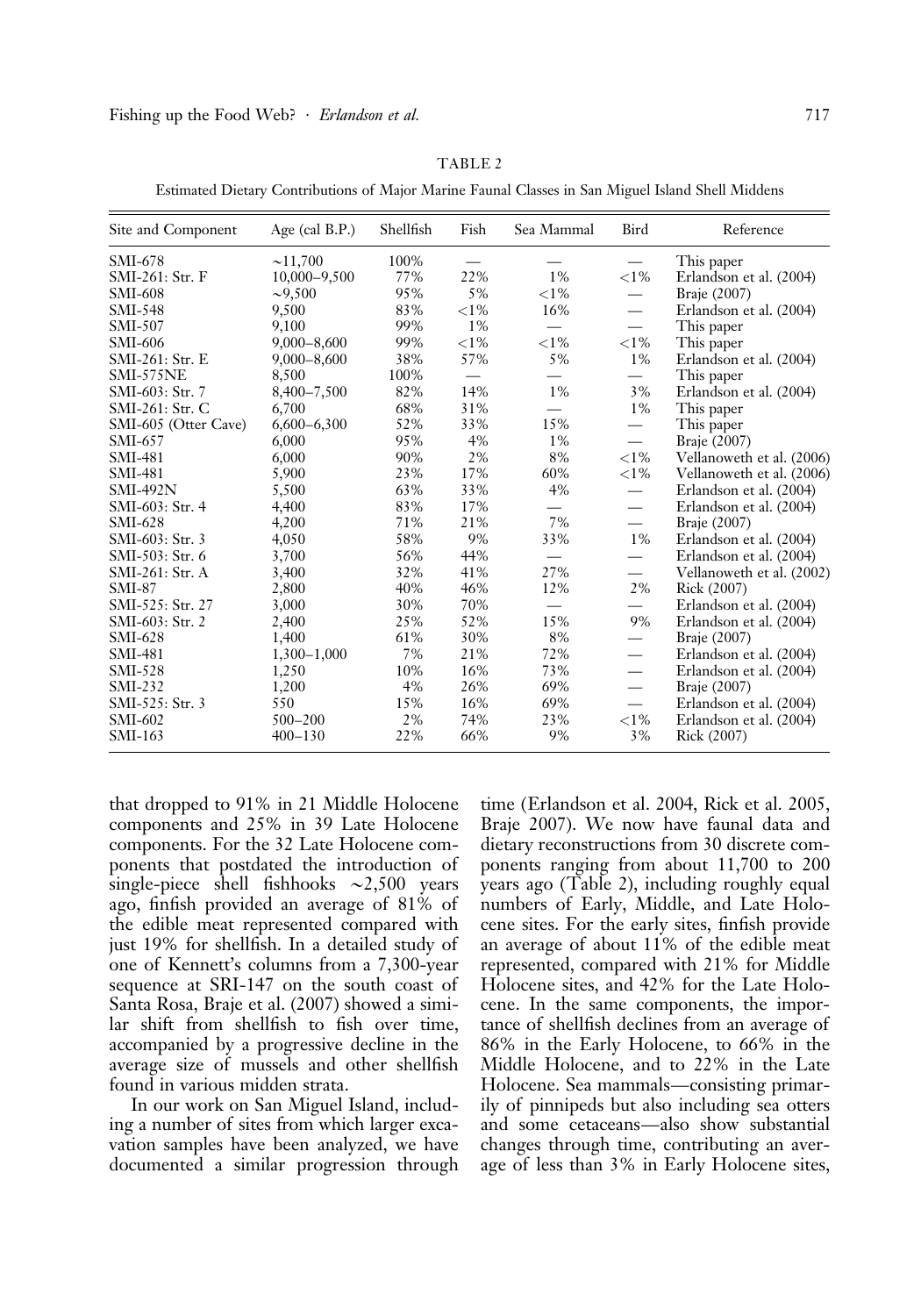TABLE 2

Estimated Dietary Contributions of Major Marine Faunal Classes in San Miguel Island Shell Middens

| Site and Component | Age (cal B.P.) | Shellfish | Fish | Sea Mammal | Bird | Reference |
|---|---|---|---|---|---|---|
| SMI-678 | ~11,700 | 100% | — | — | — | This paper |
| SMI-261: Str. F | 10,000–9,500 | 77% | 22% | 1% | <1% | Erlandson et al. (2004) |
| SMI-608 | ~9,500 | 95% | 5% | <1% | — | Braje (2007) |
| SMI-548 | 9,500 | 83% | <1% | 16% | — | Erlandson et al. (2004) |
| SMI-507 | 9,100 | 99% | 1% | — | — | This paper |
| SMI-606 | 9,000–8,600 | 99% | <1% | <1% | <1% | This paper |
| SMI-261: Str. E | 9,000–8,600 | 38% | 57% | 5% | 1% | Erlandson et al. (2004) |
| SMI-575NE | 8,500 | 100% | — | — | — | This paper |
| SMI-603: Str. 7 | 8,400–7,500 | 82% | 14% | 1% | 3% | Erlandson et al. (2004) |
| SMI-261: Str. C | 6,700 | 68% | 31% | — | 1% | This paper |
| SMI-605 (Otter Cave) | 6,600–6,300 | 52% | 33% | 15% | — | This paper |
| SMI-657 | 6,000 | 95% | 4% | 1% | — | Braje (2007) |
| SMI-481 | 6,000 | 90% | 2% | 8% | <1% | Vellanoweth et al. (2006) |
| SMI-481 | 5,900 | 23% | 17% | 60% | <1% | Vellanoweth et al. (2006) |
| SMI-492N | 5,500 | 63% | 33% | 4% | — | Erlandson et al. (2004) |
| SMI-603: Str. 4 | 4,400 | 83% | 17% | — | — | Erlandson et al. (2004) |
| SMI-628 | 4,200 | 71% | 21% | 7% | — | Braje (2007) |
| SMI-603: Str. 3 | 4,050 | 58% | 9% | 33% | 1% | Erlandson et al. (2004) |
| SMI-503: Str. 6 | 3,700 | 56% | 44% | — | — | Erlandson et al. (2004) |
| SMI-261: Str. A | 3,400 | 32% | 41% | 27% | — | Vellanoweth et al. (2002) |
| SMI-87 | 2,800 | 40% | 46% | 12% | 2% | Rick (2007) |
| SMI-525: Str. 27 | 3,000 | 30% | 70% | — | — | Erlandson et al. (2004) |
| SMI-603: Str. 2 | 2,400 | 25% | 52% | 15% | 9% | Erlandson et al. (2004) |
| SMI-628 | 1,400 | 61% | 30% | 8% | — | Braje (2007) |
| SMI-481 | 1,300–1,000 | 7% | 21% | 72% | — | Erlandson et al. (2004) |
| SMI-528 | 1,250 | 10% | 16% | 73% | — | Erlandson et al. (2004) |
| SMI-232 | 1,200 | 4% | 26% | 69% | — | Braje (2007) |
| SMI-525: Str. 3 | 550 | 15% | 16% | 69% | — | Erlandson et al. (2004) |
| SMI-602 | 500–200 | 2% | 74% | 23% | <1% | Erlandson et al. (2004) |
| SMI-163 | 400–130 | 22% | 66% | 9% | 3% | Rick (2007) |

that dropped to 91% in 21 Middle Holocene components and 25% in 39 Late Holocene components. For the 32 Late Holocene components that postdated the introduction of single-piece shell fishhooks ~2,500 years ago, finfish provided an average of 81% of the edible meat represented compared with just 19% for shellfish. In a detailed study of one of Kennett's columns from a 7,300-year sequence at SRI-147 on the south coast of Santa Rosa, Braje et al. (2007) showed a similar shift from shellfish to fish over time, accompanied by a progressive decline in the average size of mussels and other shellfish found in various midden strata.

In our work on San Miguel Island, including a number of sites from which larger excavation samples have been analyzed, we have documented a similar progression through time (Erlandson et al. 2004, Rick et al. 2005, Braje 2007). We now have faunal data and dietary reconstructions from 30 discrete components ranging from about 11,700 to 200 years ago (Table 2), including roughly equal numbers of Early, Middle, and Late Holocene sites. For the early sites, finfish provide an average of about 11% of the edible meat represented, compared with 21% for Middle Holocene sites, and 42% for the Late Holocene. In the same components, the importance of shellfish declines from an average of 86% in the Early Holocene, to 66% in the Middle Holocene, and to 22% in the Late Holocene. Sea mammals—consisting primarily of pinnipeds but also including sea otters and some cetaceans—also show substantial changes through time, contributing an average of less than 3% in Early Holocene sites,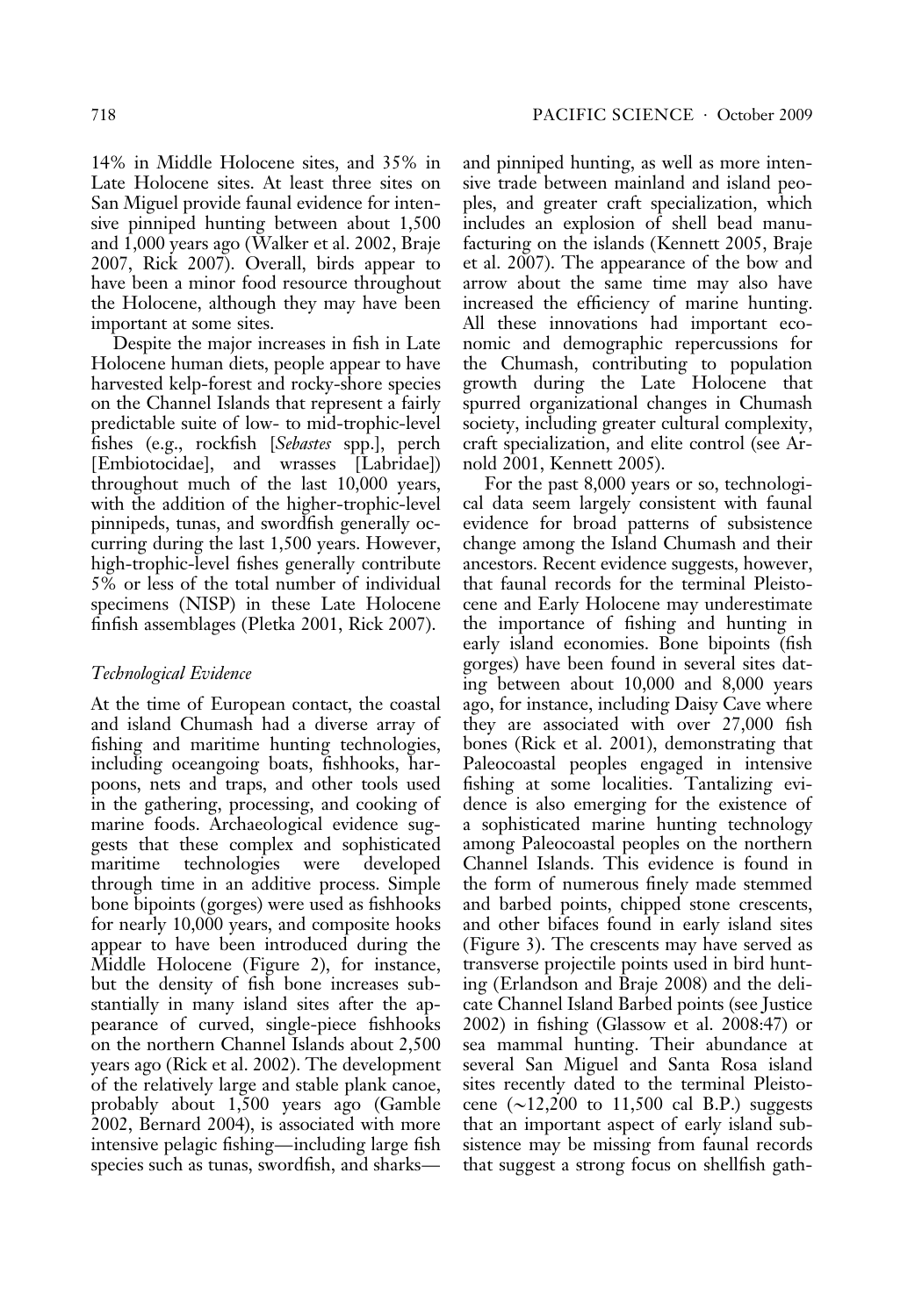14% in Middle Holocene sites, and 35% in Late Holocene sites. At least three sites on San Miguel provide faunal evidence for intensive pinniped hunting between about 1,500 and 1,000 years ago (Walker et al. 2002, Braje 2007, Rick 2007). Overall, birds appear to have been a minor food resource throughout the Holocene, although they may have been important at some sites.

Despite the major increases in fish in Late Holocene human diets, people appear to have harvested kelp-forest and rocky-shore species on the Channel Islands that represent a fairly predictable suite of low- to mid-trophic-level fishes (e.g., rockfish [*Sebastes* spp.], perch [Embiotocidae], and wrasses [Labridae]) throughout much of the last 10,000 years, with the addition of the higher-trophic-level pinnipeds, tunas, and swordfish generally occurring during the last 1,500 years. However, high-trophic-level fishes generally contribute 5% or less of the total number of individual specimens (NISP) in these Late Holocene finfish assemblages (Pletka 2001, Rick 2007).

### *Technological Evidence*

At the time of European contact, the coastal and island Chumash had a diverse array of fishing and maritime hunting technologies, including oceangoing boats, fishhooks, harpoons, nets and traps, and other tools used in the gathering, processing, and cooking of marine foods. Archaeological evidence suggests that these complex and sophisticated maritime technologies were developed through time in an additive process. Simple bone bipoints (gorges) were used as fishhooks for nearly 10,000 years, and composite hooks appear to have been introduced during the Middle Holocene (Figure 2), for instance, but the density of fish bone increases substantially in many island sites after the appearance of curved, single-piece fishhooks on the northern Channel Islands about 2,500 years ago (Rick et al. 2002). The development of the relatively large and stable plank canoe, probably about 1,500 years ago (Gamble 2002, Bernard 2004), is associated with more intensive pelagic fishing—including large fish species such as tunas, swordfish, and sharks—and pinniped hunting, as well as more intensive trade between mainland and island peoples, and greater craft specialization, which includes an explosion of shell bead manufacturing on the islands (Kennett 2005, Braje et al. 2007). The appearance of the bow and arrow about the same time may also have increased the efficiency of marine hunting. All these innovations had important economic and demographic repercussions for the Chumash, contributing to population growth during the Late Holocene that spurred organizational changes in Chumash society, including greater cultural complexity, craft specialization, and elite control (see Arnold 2001, Kennett 2005).

For the past 8,000 years or so, technological data seem largely consistent with faunal evidence for broad patterns of subsistence change among the Island Chumash and their ancestors. Recent evidence suggests, however, that faunal records for the terminal Pleistocene and Early Holocene may underestimate the importance of fishing and hunting in early island economies. Bone bipoints (fish gorges) have been found in several sites dating between about 10,000 and 8,000 years ago, for instance, including Daisy Cave where they are associated with over 27,000 fish bones (Rick et al. 2001), demonstrating that Paleocoastal peoples engaged in intensive fishing at some localities. Tantalizing evidence is also emerging for the existence of a sophisticated marine hunting technology among Paleocoastal peoples on the northern Channel Islands. This evidence is found in the form of numerous finely made stemmed and barbed points, chipped stone crescents, and other bifaces found in early island sites (Figure 3). The crescents may have served as transverse projectile points used in bird hunting (Erlandson and Braje 2008) and the delicate Channel Island Barbed points (see Justice 2002) in fishing (Glassow et al. 2008:47) or sea mammal hunting. Their abundance at several San Miguel and Santa Rosa island sites recently dated to the terminal Pleistocene (~12,200 to 11,500 cal B.P.) suggests that an important aspect of early island subsistence may be missing from faunal records that suggest a strong focus on shellfish gath-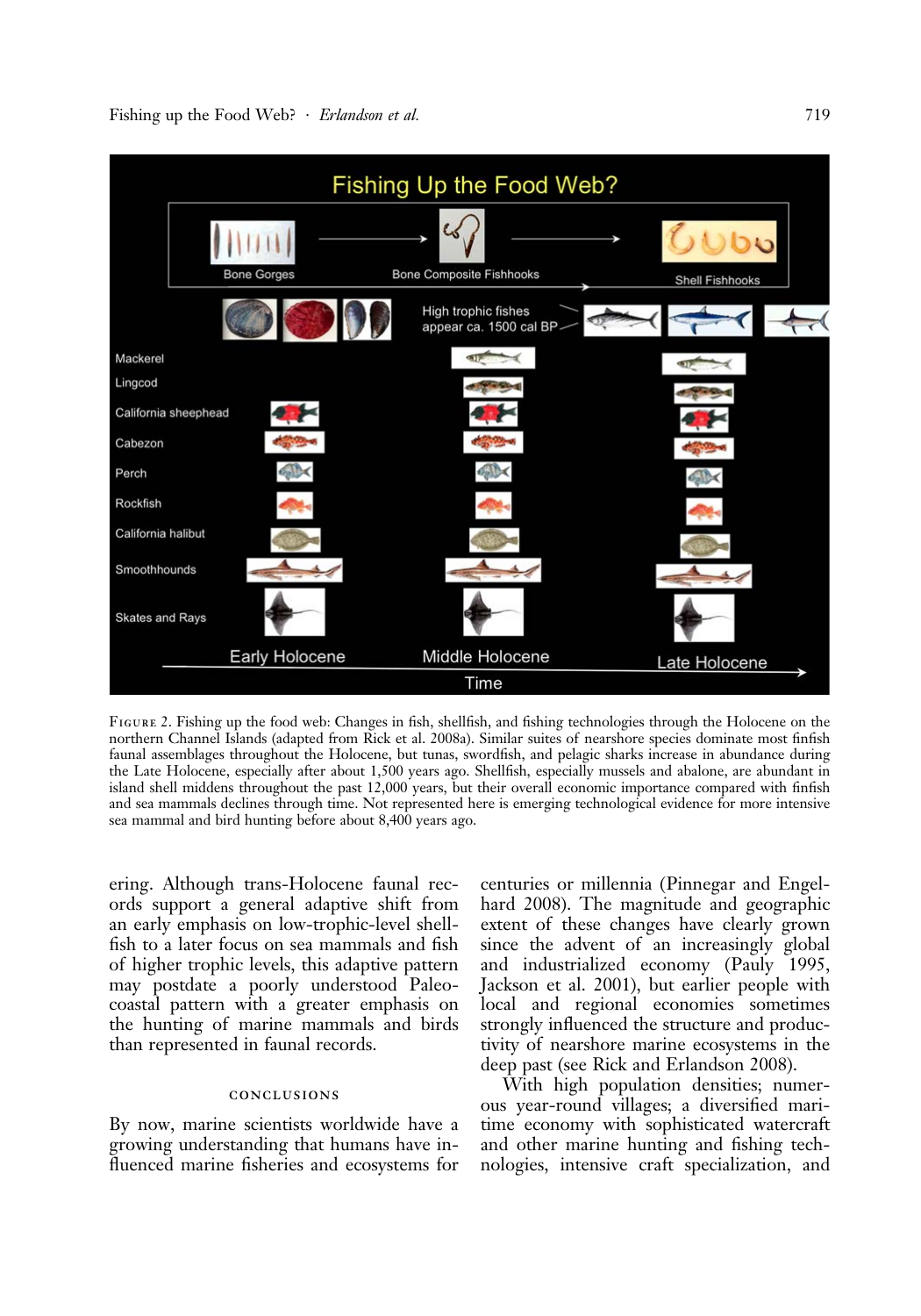FIGURE 2. Fishing up the food web: Changes in fish, shellfish, and fishing technologies through the Holocene on the northern Channel Islands (adapted from Rick et al. 2008a). Similar suites of nearshore species dominate most finfish faunal assemblages throughout the Holocene, but tunas, swordfish, and pelagic sharks increase in abundance during the Late Holocene, especially after about 1,500 years ago. Shellfish, especially mussels and abalone, are abundant in island shell middens throughout the past 12,000 years, but their overall economic importance compared with finfish and sea mammals declines through time. Not represented here is emerging technological evidence for more intensive sea mammal and bird hunting before about 8,400 years ago.

ering. Although trans-Holocene faunal records support a general adaptive shift from an early emphasis on low-trophic-level shellfish to a later focus on sea mammals and fish of higher trophic levels, this adaptive pattern may postdate a poorly understood Paleocoastal pattern with a greater emphasis on the hunting of marine mammals and birds than represented in faunal records.

## CONCLUSIONS

By now, marine scientists worldwide have a growing understanding that humans have influenced marine fisheries and ecosystems for centuries or millennia (Pinnegar and Engelhard 2008). The magnitude and geographic extent of these changes have clearly grown since the advent of an increasingly global and industrialized economy (Pauly 1995, Jackson et al. 2001), but earlier people with local and regional economies sometimes strongly influenced the structure and productivity of nearshore marine ecosystems in the deep past (see Rick and Erlandson 2008).

With high population densities; numerous year-round villages; a diversified maritime economy with sophisticated watercraft and other marine hunting and fishing technologies, intensive craft specialization, and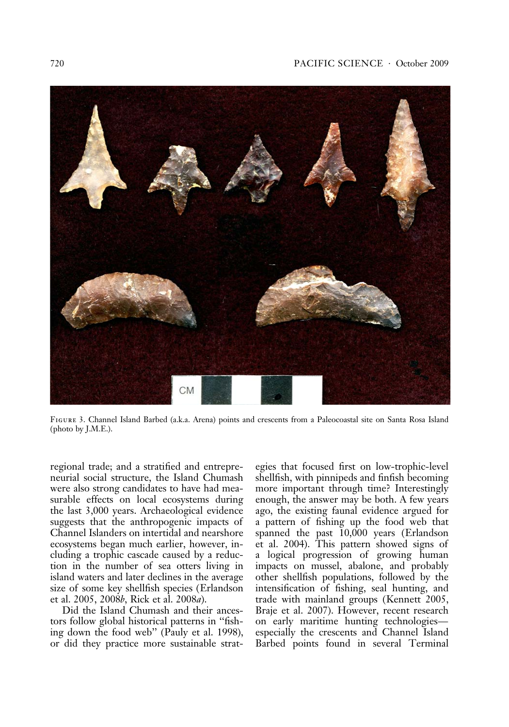FIGURE 3. Channel Island Barbed (a.k.a. Arena) points and crescents from a Paleocoastal site on Santa Rosa Island (photo by J.M.E.).

regional trade; and a stratified and entrepreneurial social structure, the Island Chumash were also strong candidates to have had measurable effects on local ecosystems during the last 3,000 years. Archaeological evidence suggests that the anthropogenic impacts of Channel Islanders on intertidal and nearshore ecosystems began much earlier, however, including a trophic cascade caused by a reduction in the number of sea otters living in island waters and later declines in the average size of some key shellfish species (Erlandson et al. 2005, 2008*b*, Rick et al. 2008*a*).

Did the Island Chumash and their ancestors follow global historical patterns in "fishing down the food web" (Pauly et al. 1998), or did they practice more sustainable strategies that focused first on low-trophic-level shellfish, with pinnipeds and finfish becoming more important through time? Interestingly enough, the answer may be both. A few years ago, the existing faunal evidence argued for a pattern of fishing up the food web that spanned the past 10,000 years (Erlandson et al. 2004). This pattern showed signs of a logical progression of growing human impacts on mussel, abalone, and probably other shellfish populations, followed by the intensification of fishing, seal hunting, and trade with mainland groups (Kennett 2005, Braje et al. 2007). However, recent research on early maritime hunting technologies—especially the crescents and Channel Island Barbed points found in several Terminal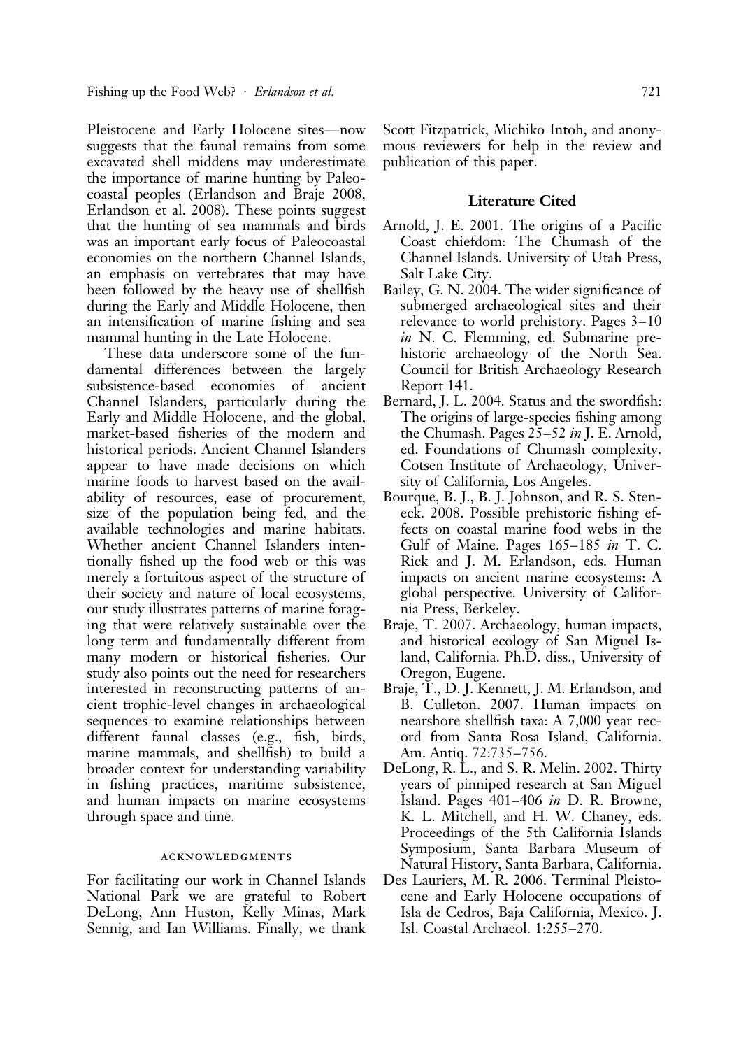Pleistocene and Early Holocene sites—now suggests that the faunal remains from some excavated shell middens may underestimate the importance of marine hunting by Paleocoastal peoples (Erlandson and Braje 2008, Erlandson et al. 2008). These points suggest that the hunting of sea mammals and birds was an important early focus of Paleocoastal economies on the northern Channel Islands, an emphasis on vertebrates that may have been followed by the heavy use of shellfish during the Early and Middle Holocene, then an intensification of marine fishing and sea mammal hunting in the Late Holocene.

These data underscore some of the fundamental differences between the largely subsistence-based economies of ancient Channel Islanders, particularly during the Early and Middle Holocene, and the global, market-based fisheries of the modern and historical periods. Ancient Channel Islanders appear to have made decisions on which marine foods to harvest based on the availability of resources, ease of procurement, size of the population being fed, and the available technologies and marine habitats. Whether ancient Channel Islanders intentionally fished up the food web or this was merely a fortuitous aspect of the structure of their society and nature of local ecosystems, our study illustrates patterns of marine foraging that were relatively sustainable over the long term and fundamentally different from many modern or historical fisheries. Our study also points out the need for researchers interested in reconstructing patterns of ancient trophic-level changes in archaeological sequences to examine relationships between different faunal classes (e.g., fish, birds, marine mammals, and shellfish) to build a broader context for understanding variability in fishing practices, maritime subsistence, and human impacts on marine ecosystems through space and time.

#### ACKNOWLEDGMENTS

For facilitating our work in Channel Islands National Park we are grateful to Robert DeLong, Ann Huston, Kelly Minas, Mark Sennig, and Ian Williams. Finally, we thank Scott Fitzpatrick, Michiko Intoh, and anonymous reviewers for help in the review and publication of this paper.

## Literature Cited

Arnold, J. E. 2001. The origins of a Pacific Coast chiefdom: The Chumash of the Channel Islands. University of Utah Press, Salt Lake City.

Bailey, G. N. 2004. The wider significance of submerged archaeological sites and their relevance to world prehistory. Pages 3–10 *in* N. C. Flemming, ed. Submarine prehistoric archaeology of the North Sea. Council for British Archaeology Research Report 141.

Bernard, J. L. 2004. Status and the swordfish: The origins of large-species fishing among the Chumash. Pages 25–52 *in* J. E. Arnold, ed. Foundations of Chumash complexity. Cotsen Institute of Archaeology, University of California, Los Angeles.

Bourque, B. J., B. J. Johnson, and R. S. Steneck. 2008. Possible prehistoric fishing effects on coastal marine food webs in the Gulf of Maine. Pages 165–185 *in* T. C. Rick and J. M. Erlandson, eds. Human impacts on ancient marine ecosystems: A global perspective. University of California Press, Berkeley.

Braje, T. 2007. Archaeology, human impacts, and historical ecology of San Miguel Island, California. Ph.D. diss., University of Oregon, Eugene.

Braje, T., D. J. Kennett, J. M. Erlandson, and B. Culleton. 2007. Human impacts on nearshore shellfish taxa: A 7,000 year record from Santa Rosa Island, California. Am. Antiq. 72:735–756.

DeLong, R. L., and S. R. Melin. 2002. Thirty years of pinniped research at San Miguel Island. Pages 401–406 *in* D. R. Browne, K. L. Mitchell, and H. W. Chaney, eds. Proceedings of the 5th California Islands Symposium, Santa Barbara Museum of Natural History, Santa Barbara, California.

Des Lauriers, M. R. 2006. Terminal Pleistocene and Early Holocene occupations of Isla de Cedros, Baja California, Mexico. J. Isl. Coastal Archaeol. 1:255–270.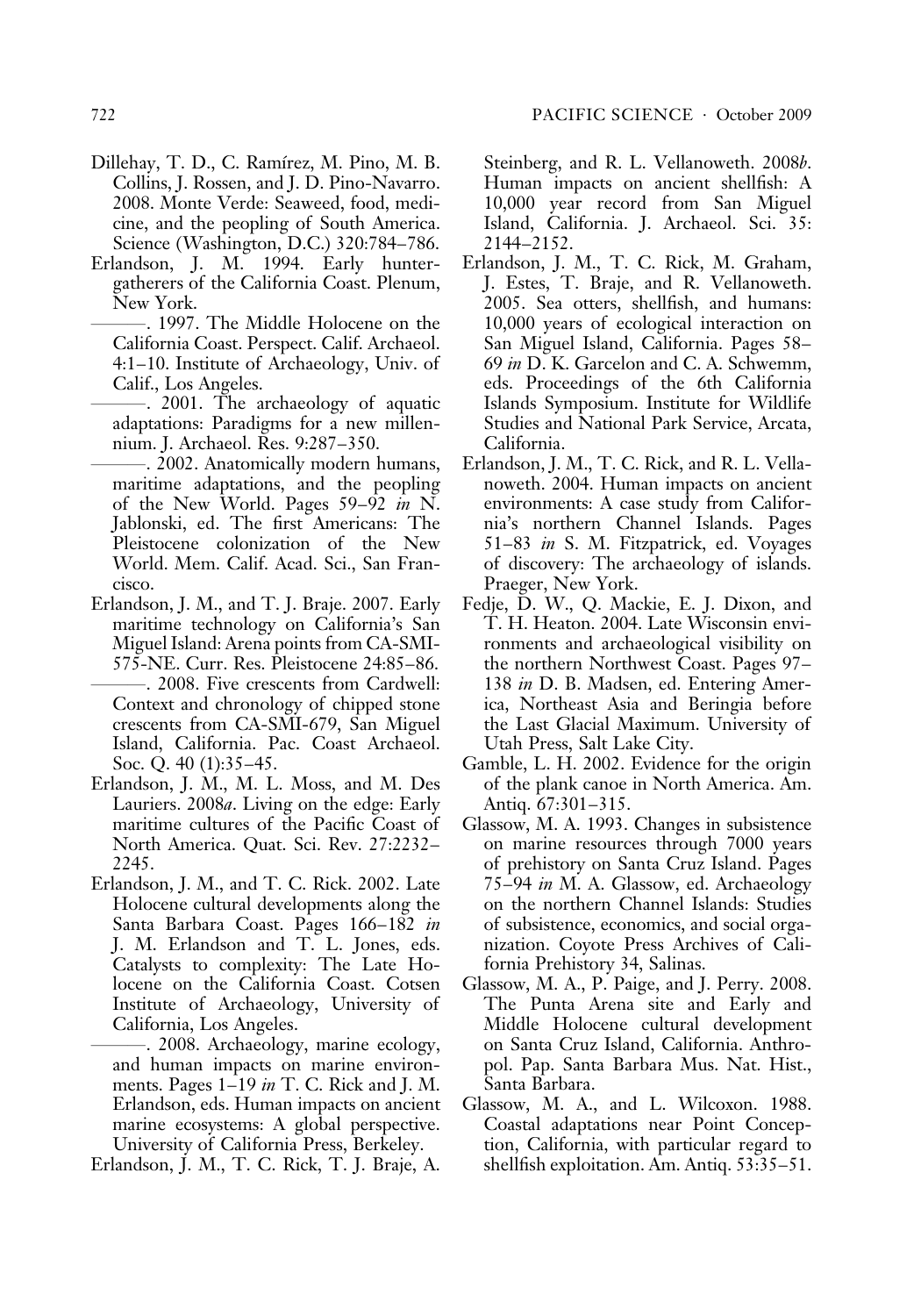Dillehay, T. D., C. Ramírez, M. Pino, M. B. Collins, J. Rossen, and J. D. Pino-Navarro. 2008. Monte Verde: Seaweed, food, medicine, and the peopling of South America. Science (Washington, D.C.) 320:784–786.

Erlandson, J. M. 1994. Early hunter-gatherers of the California Coast. Plenum, New York.

———. 1997. The Middle Holocene on the California Coast. Perspect. Calif. Archaeol. 4:1–10. Institute of Archaeology, Univ. of Calif., Los Angeles.

———. 2001. The archaeology of aquatic adaptations: Paradigms for a new millennium. J. Archaeol. Res. 9:287–350.

———. 2002. Anatomically modern humans, maritime adaptations, and the peopling of the New World. Pages 59–92 *in* N. Jablonski, ed. The first Americans: The Pleistocene colonization of the New World. Mem. Calif. Acad. Sci., San Francisco.

Erlandson, J. M., and T. J. Braje. 2007. Early maritime technology on California's San Miguel Island: Arena points from CA-SMI-575-NE. Curr. Res. Pleistocene 24:85–86.

———. 2008. Five crescents from Cardwell: Context and chronology of chipped stone crescents from CA-SMI-679, San Miguel Island, California. Pac. Coast Archaeol. Soc. Q. 40 (1):35–45.

Erlandson, J. M., M. L. Moss, and M. Des Lauriers. 2008*a*. Living on the edge: Early maritime cultures of the Pacific Coast of North America. Quat. Sci. Rev. 27:2232–2245.

Erlandson, J. M., and T. C. Rick. 2002. Late Holocene cultural developments along the Santa Barbara Coast. Pages 166–182 *in* J. M. Erlandson and T. L. Jones, eds. Catalysts to complexity: The Late Holocene on the California Coast. Cotsen Institute of Archaeology, University of California, Los Angeles.

———. 2008. Archaeology, marine ecology, and human impacts on marine environments. Pages 1–19 *in* T. C. Rick and J. M. Erlandson, eds. Human impacts on ancient marine ecosystems: A global perspective. University of California Press, Berkeley.

Erlandson, J. M., T. C. Rick, T. J. Braje, A. Steinberg, and R. L. Vellanoweth. 2008*b*. Human impacts on ancient shellfish: A 10,000 year record from San Miguel Island, California. J. Archaeol. Sci. 35: 2144–2152.

Erlandson, J. M., T. C. Rick, M. Graham, J. Estes, T. Braje, and R. Vellanoweth. 2005. Sea otters, shellfish, and humans: 10,000 years of ecological interaction on San Miguel Island, California. Pages 58–69 *in* D. K. Garcelon and C. A. Schwemm, eds. Proceedings of the 6th California Islands Symposium. Institute for Wildlife Studies and National Park Service, Arcata, California.

Erlandson, J. M., T. C. Rick, and R. L. Vellanoweth. 2004. Human impacts on ancient environments: A case study from California's northern Channel Islands. Pages 51–83 *in* S. M. Fitzpatrick, ed. Voyages of discovery: The archaeology of islands. Praeger, New York.

Fedje, D. W., Q. Mackie, E. J. Dixon, and T. H. Heaton. 2004. Late Wisconsin environments and archaeological visibility on the northern Northwest Coast. Pages 97–138 *in* D. B. Madsen, ed. Entering America, Northeast Asia and Beringia before the Last Glacial Maximum. University of Utah Press, Salt Lake City.

Gamble, L. H. 2002. Evidence for the origin of the plank canoe in North America. Am. Antiq. 67:301–315.

Glassow, M. A. 1993. Changes in subsistence on marine resources through 7000 years of prehistory on Santa Cruz Island. Pages 75–94 *in* M. A. Glassow, ed. Archaeology on the northern Channel Islands: Studies of subsistence, economics, and social organization. Coyote Press Archives of California Prehistory 34, Salinas.

Glassow, M. A., P. Paige, and J. Perry. 2008. The Punta Arena site and Early and Middle Holocene cultural development on Santa Cruz Island, California. Anthropol. Pap. Santa Barbara Mus. Nat. Hist., Santa Barbara.

Glassow, M. A., and L. Wilcoxon. 1988. Coastal adaptations near Point Conception, California, with particular regard to shellfish exploitation. Am. Antiq. 53:35–51.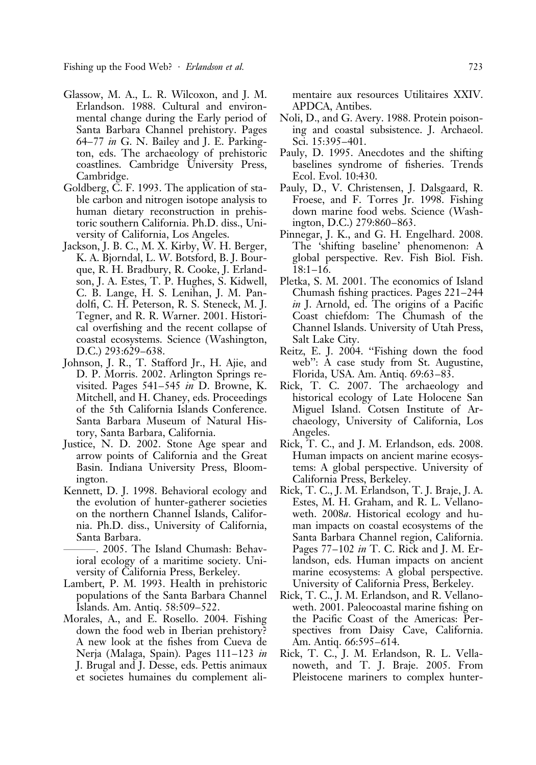Glassow, M. A., L. R. Wilcoxon, and J. M. Erlandson. 1988. Cultural and environmental change during the Early period of Santa Barbara Channel prehistory. Pages 64–77 *in* G. N. Bailey and J. E. Parkington, eds. The archaeology of prehistoric coastlines. Cambridge University Press, Cambridge.

Goldberg, C. F. 1993. The application of stable carbon and nitrogen isotope analysis to human dietary reconstruction in prehistoric southern California. Ph.D. diss., University of California, Los Angeles.

Jackson, J. B. C., M. X. Kirby, W. H. Berger, K. A. Bjorndal, L. W. Botsford, B. J. Bourque, R. H. Bradbury, R. Cooke, J. Erlandson, J. A. Estes, T. P. Hughes, S. Kidwell, C. B. Lange, H. S. Lenihan, J. M. Pandolfi, C. H. Peterson, R. S. Steneck, M. J. Tegner, and R. R. Warner. 2001. Historical overfishing and the recent collapse of coastal ecosystems. Science (Washington, D.C.) 293:629–638.

Johnson, J. R., T. Stafford Jr., H. Ajie, and D. P. Morris. 2002. Arlington Springs revisited. Pages 541–545 *in* D. Browne, K. Mitchell, and H. Chaney, eds. Proceedings of the 5th California Islands Conference. Santa Barbara Museum of Natural History, Santa Barbara, California.

Justice, N. D. 2002. Stone Age spear and arrow points of California and the Great Basin. Indiana University Press, Bloomington.

Kennett, D. J. 1998. Behavioral ecology and the evolution of hunter-gatherer societies on the northern Channel Islands, California. Ph.D. diss., University of California, Santa Barbara.

———. 2005. The Island Chumash: Behavioral ecology of a maritime society. University of California Press, Berkeley.

Lambert, P. M. 1993. Health in prehistoric populations of the Santa Barbara Channel Islands. Am. Antiq. 58:509–522.

Morales, A., and E. Rosello. 2004. Fishing down the food web in Iberian prehistory? A new look at the fishes from Cueva de Nerja (Malaga, Spain). Pages 111–123 *in* J. Brugal and J. Desse, eds. Pettis animaux et societes humaines du complement alimentaire aux resources Utilitaires XXIV. APDCA, Antibes.

Noli, D., and G. Avery. 1988. Protein poisoning and coastal subsistence. J. Archaeol. Sci. 15:395–401.

Pauly, D. 1995. Anecdotes and the shifting baselines syndrome of fisheries. Trends Ecol. Evol. 10:430.

Pauly, D., V. Christensen, J. Dalsgaard, R. Froese, and F. Torres Jr. 1998. Fishing down marine food webs. Science (Washington, D.C.) 279:860–863.

Pinnegar, J. K., and G. H. Engelhard. 2008. The 'shifting baseline' phenomenon: A global perspective. Rev. Fish Biol. Fish. 18:1–16.

Pletka, S. M. 2001. The economics of Island Chumash fishing practices. Pages 221–244 *in* J. Arnold, ed. The origins of a Pacific Coast chiefdom: The Chumash of the Channel Islands. University of Utah Press, Salt Lake City.

Reitz, E. J. 2004. "Fishing down the food web": A case study from St. Augustine, Florida, USA. Am. Antiq. 69:63–83.

Rick, T. C. 2007. The archaeology and historical ecology of Late Holocene San Miguel Island. Cotsen Institute of Archaeology, University of California, Los Angeles.

Rick, T. C., and J. M. Erlandson, eds. 2008. Human impacts on ancient marine ecosystems: A global perspective. University of California Press, Berkeley.

Rick, T. C., J. M. Erlandson, T. J. Braje, J. A. Estes, M. H. Graham, and R. L. Vellanoweth. 2008*a*. Historical ecology and human impacts on coastal ecosystems of the Santa Barbara Channel region, California. Pages 77–102 *in* T. C. Rick and J. M. Erlandson, eds. Human impacts on ancient marine ecosystems: A global perspective. University of California Press, Berkeley.

Rick, T. C., J. M. Erlandson, and R. Vellanoweth. 2001. Paleocoastal marine fishing on the Pacific Coast of the Americas: Perspectives from Daisy Cave, California. Am. Antiq. 66:595–614.

Rick, T. C., J. M. Erlandson, R. L. Vellanoweth, and T. J. Braje. 2005. From Pleistocene mariners to complex hunter-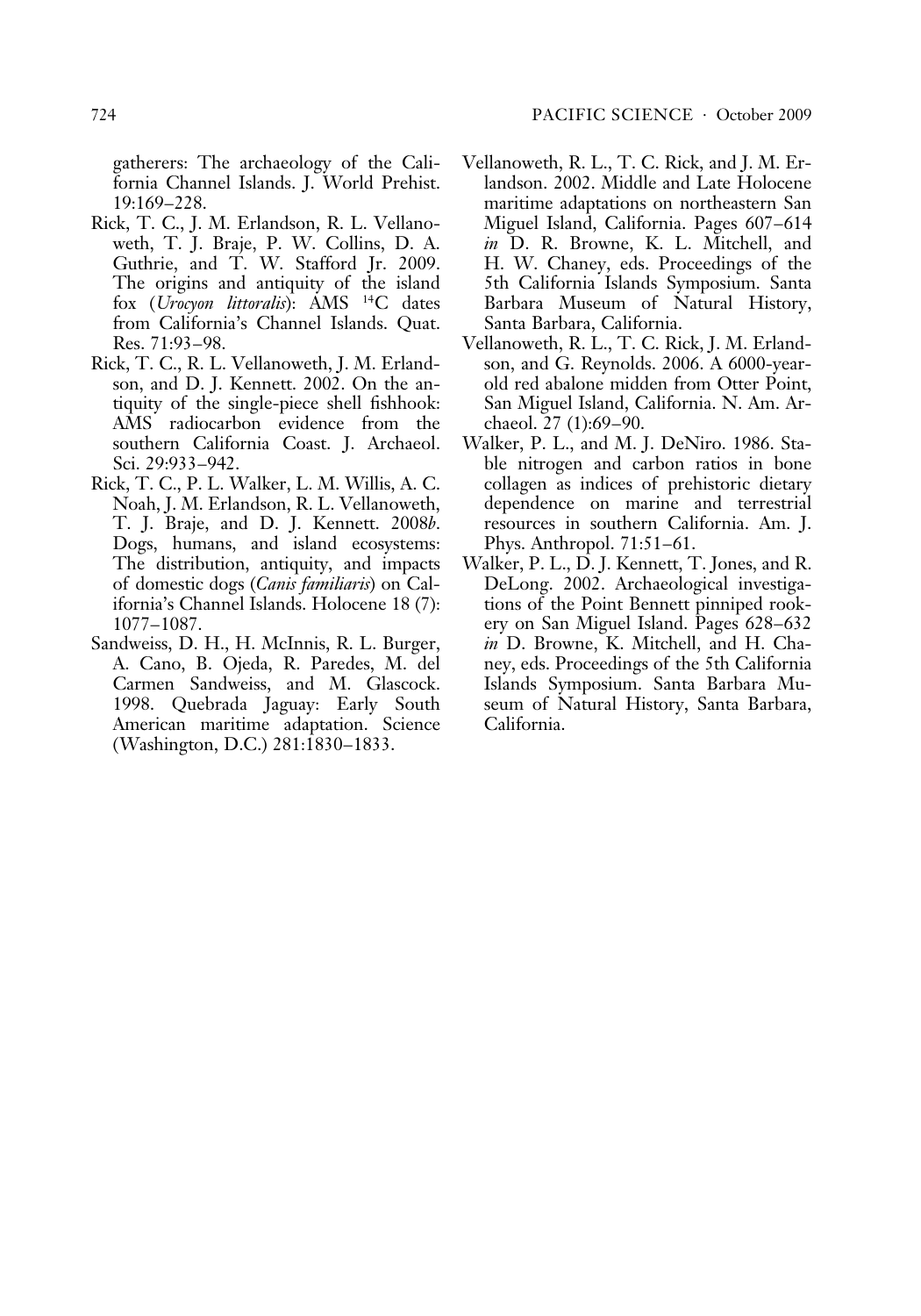gatherers: The archaeology of the California Channel Islands. J. World Prehist. 19:169–228.

Rick, T. C., J. M. Erlandson, R. L. Vellanoweth, T. J. Braje, P. W. Collins, D. A. Guthrie, and T. W. Stafford Jr. 2009. The origins and antiquity of the island fox (*Urocyon littoralis*): AMS $^{14}C$ dates from California's Channel Islands. Quat. Res. 71:93–98.

Rick, T. C., R. L. Vellanoweth, J. M. Erlandson, and D. J. Kennett. 2002. On the antiquity of the single-piece shell fishhook: AMS radiocarbon evidence from the southern California Coast. J. Archaeol. Sci. 29:933–942.

Rick, T. C., P. L. Walker, L. M. Willis, A. C. Noah, J. M. Erlandson, R. L. Vellanoweth, T. J. Braje, and D. J. Kennett. 2008*b*. Dogs, humans, and island ecosystems: The distribution, antiquity, and impacts of domestic dogs (*Canis familiaris*) on California's Channel Islands. Holocene 18 (7): 1077–1087.

Sandweiss, D. H., H. McInnis, R. L. Burger, A. Cano, B. Ojeda, R. Paredes, M. del Carmen Sandweiss, and M. Glascock. 1998. Quebrada Jaguay: Early South American maritime adaptation. Science (Washington, D.C.) 281:1830–1833.

Vellanoweth, R. L., T. C. Rick, and J. M. Erlandson. 2002. Middle and Late Holocene maritime adaptations on northeastern San Miguel Island, California. Pages 607–614 *in* D. R. Browne, K. L. Mitchell, and H. W. Chaney, eds. Proceedings of the 5th California Islands Symposium. Santa Barbara Museum of Natural History, Santa Barbara, California.

Vellanoweth, R. L., T. C. Rick, J. M. Erlandson, and G. Reynolds. 2006. A 6000-year-old red abalone midden from Otter Point, San Miguel Island, California. N. Am. Archaeol. 27 (1):69–90.

Walker, P. L., and M. J. DeNiro. 1986. Stable nitrogen and carbon ratios in bone collagen as indices of prehistoric dietary dependence on marine and terrestrial resources in southern California. Am. J. Phys. Anthropol. 71:51–61.

Walker, P. L., D. J. Kennett, T. Jones, and R. DeLong. 2002. Archaeological investigations of the Point Bennett pinniped rookery on San Miguel Island. Pages 628–632 *in* D. Browne, K. Mitchell, and H. Chaney, eds. Proceedings of the 5th California Islands Symposium. Santa Barbara Museum of Natural History, Santa Barbara, California.